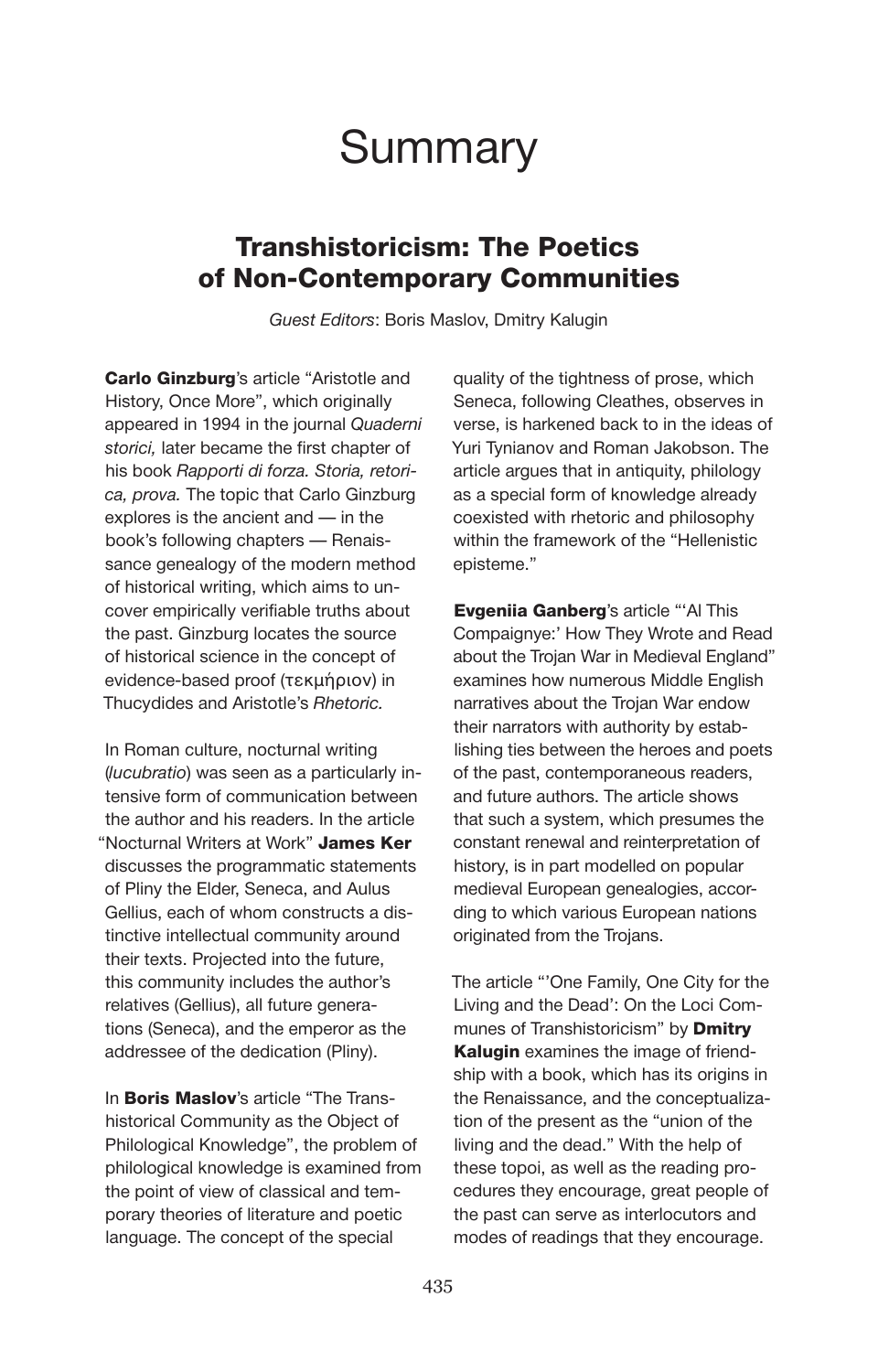# Summary

## Transhistoricism: The Poetics of Non-Contemporary Communities

*Guest Editors*: Boris Maslov, Dmitry Kalugin

**Carlo Ginzburg**'s article "Aristotle and History, Once More", which originally appeared in 1994 in the journal *Quaderni storici,* later became the first chapter of his book *Rapporti di forza. Storia, retorica, prova.* The topic that Carlo Ginzburg explores is the ancient and — in the book's following chapters — Renaissance genealogy of the modern method of historical writing, which aims to uncover empirically verifiable truths about the past. Ginzburg locates the source of historical science in the concept of evidence-based proof (τεκμήριον) in Thucydides and Aristotle's *Rhetoric.*

In Roman culture, nocturnal writing (*lucubratio*) was seen as a particularly intensive form of communication between the author and his readers. In the article "Nocturnal Writers at Work" **James Ker** discusses the programmatic statements of Pliny the Elder, Seneca, and Aulus Gellius, each of whom constructs a distinctive intellectual community around their texts. Projected into the future, this community includes the author's relatives (Gellius), all future generations (Seneca), and the emperor as the addressee of the dedication (Pliny).

In **Boris Maslov**'s article "The Transhistorical Community as the Object of Philological Knowledge", the problem of philological knowledge is examined from the point of view of classical and temporary theories of literature and poetic language. The concept of the special quality of the tightness of prose, which Seneca, following Cleathes, observes in verse, is harkened back to in the ideas of Yuri Tynianov and Roman Jakobson. The article argues that in antiquity, philology as a special form of knowledge already coexisted with rhetoric and philosophy within the framework of the "Hellenistic episteme."

**Evgeniia Ganberg**'s article "'Al This Compaignye:' How They Wrote and Read about the Trojan War in Medieval England" examines how numerous Middle English narratives about the Trojan War endow their narrators with authority by establishing ties between the heroes and poets of the past, contemporaneous readers, and future authors. The article shows that such a system, which presumes the constant renewal and reinterpretation of history, is in part modelled on popular medieval European genealogies, according to which various European nations originated from the Trojans.

The article "'One Family, One City for the Living and the Dead': On the Loci Communes of Transhistoricism" by **Dmitry Kalugin** examines the image of friendship with a book, which has its origins in the Renaissance, and the conceptualization of the present as the "union of the living and the dead." With the help of these topoi, as well as the reading procedures they encourage, great people of the past can serve as interlocutors and modes of readings that they encourage.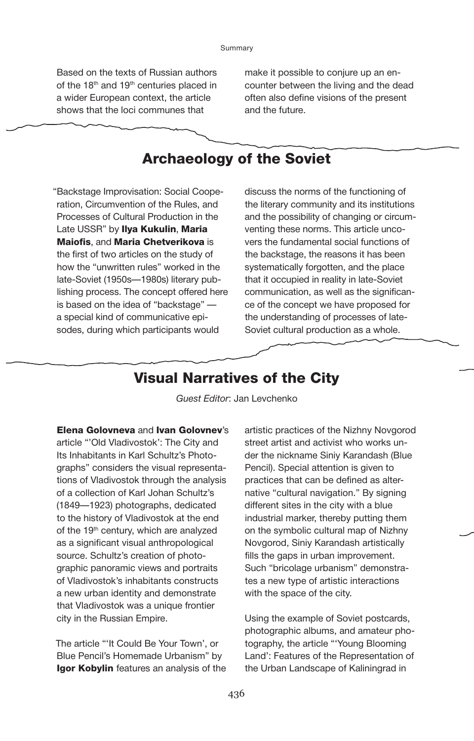Based on the texts of Russian authors of the 18th and 19th centuries placed in a wider European context, the article shows that the loci communes that make it possible to conjure up an encounter between the living and the dead often also define visions of the present and the future.

## Archaeology of the Soviet

"Backstage Improvisation: Social Cooperation, Circumvention of the Rules, and Processes of Cultural Production in the Late USSR" by **Ilya Kukulin**, **Maria Maiofis**, and **Maria Chetverikova** is the first of two articles on the study of how the "unwritten rules" worked in the late-Soviet (1950s—1980s) literary publishing process. The concept offered here is based on the idea of "backstage" — a special kind of communicative episodes, during which participants would discuss the norms of the functioning of the literary community and its institutions and the possibility of changing or circumventing these norms. This article uncovers the fundamental social functions of the backstage, the reasons it has been systematically forgotten, and the place that it occupied in reality in late-Soviet communication, as well as the significance of the concept we have proposed for the understanding of processes of late-Soviet cultural production as a whole.

## Visual Narratives of the City

*Guest Editor*: Jan Levchenko

**Elena Golovneva** and **Ivan Golovnev**'s article "'Old Vladivostok': The City and Its Inhabitants in Karl Schultz's Photographs" considers the visual representations of Vladivostok through the analysis of a collection of Karl Johan Schultz's (1849—1923) photographs, dedicated to the history of Vladivostok at the end of the 19th century, which are analyzed as a significant visual anthropological source. Schultz's creation of photographic panoramic views and portraits of Vladivostok's inhabitants constructs a new urban identity and demonstrate that Vladivostok was a unique frontier city in the Russian Empire.

The article "'It Could Be Your Town', or Blue Pencil's Homemade Urbanism" by **Igor Kobylin** features an analysis of the artistic practices of the Nizhny Novgorod street artist and activist who works under the nickname Siniy Karandash (Blue Pencil). Special attention is given to practices that can be defined as alternative "cultural navigation." By signing different sites in the city with a blue industrial marker, thereby putting them on the symbolic cultural map of Nizhny Novgorod, Siniy Karandash artistically fills the gaps in urban improvement. Such "bricolage urbanism" demonstrates a new type of artistic interactions with the space of the city.

Using the example of Soviet postcards, photographic albums, and amateur photography, the article "'Young Blooming Land': Features of the Representation of the Urban Landscape of Kaliningrad in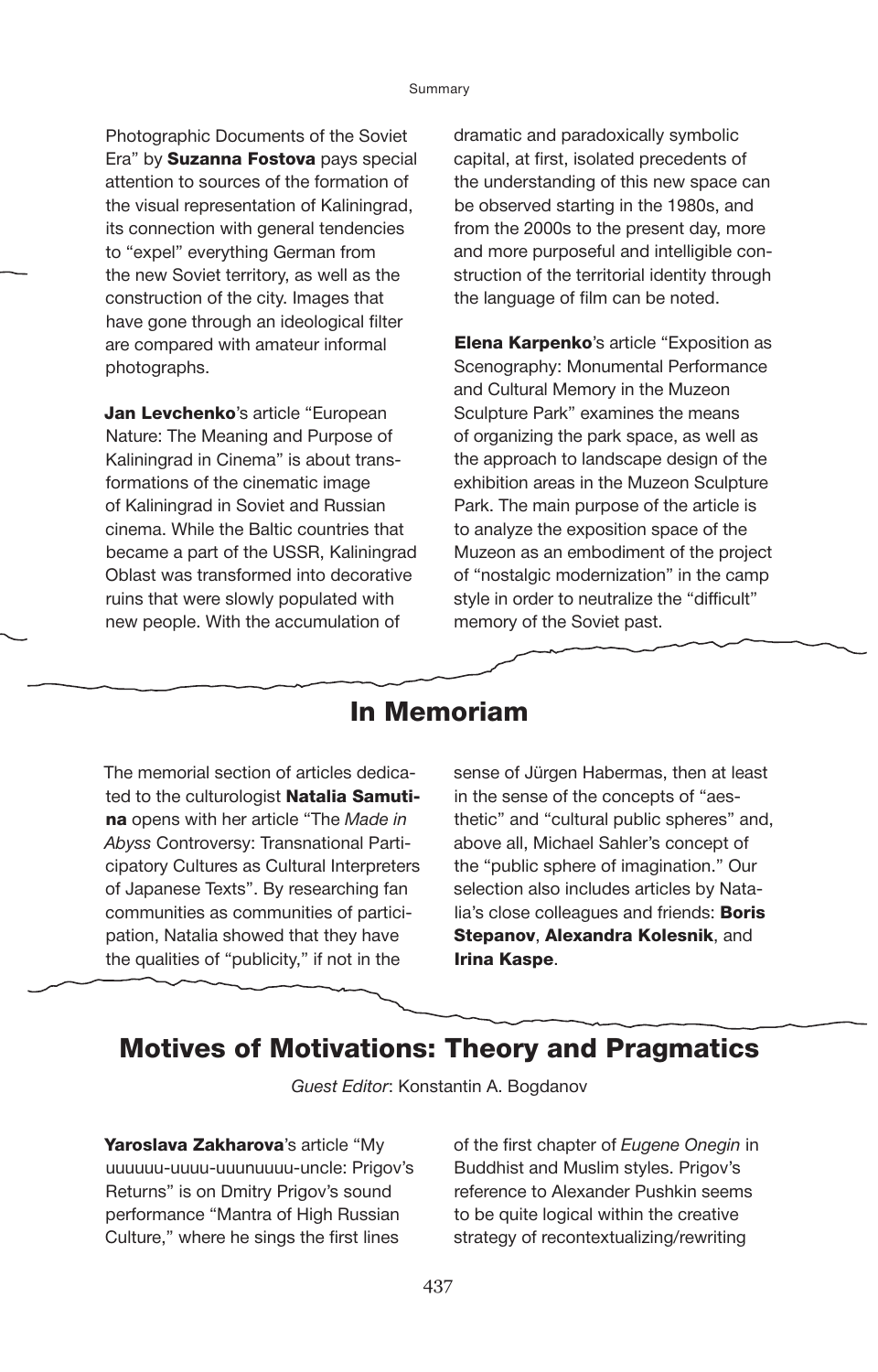Photographic Documents of the Soviet Era" by **Suzanna Fostova** pays special attention to sources of the formation of the visual representation of Kaliningrad, its connection with general tendencies to "expel" everything German from the new Soviet territory, as well as the construction of the city. Images that have gone through an ideological filter are compared with amateur informal photographs.

**Jan Levchenko**'s article "European Nature: The Meaning and Purpose of Kaliningrad in Cinema" is about transformations of the cinematic image of Kaliningrad in Soviet and Russian cinema. While the Baltic countries that became a part of the USSR, Kaliningrad Oblast was transformed into decorative ruins that were slowly populated with new people. With the accumulation of dramatic and paradoxically symbolic capital, at first, isolated precedents of the understanding of this new space can be observed starting in the 1980s, and from the 2000s to the present day, more and more purposeful and intelligible construction of the territorial identity through the language of film can be noted.

**Elena Karpenko**'s article "Exposition as Scenography: Monumental Performance and Cultural Memory in the Muzeon Sculpture Park" examines the means of organizing the park space, as well as the approach to landscape design of the exhibition areas in the Muzeon Sculpture Park. The main purpose of the article is to analyze the exposition space of the Muzeon as an embodiment of the project of "nostalgic modernization" in the camp style in order to neutralize the "difficult" memory of the Soviet past.

## In Memoriam

The memorial section of articles dedicated to the culturologist **Natalia Samutina** opens with her article "The *Made in Abyss* Controversy: Transnational Participatory Cultures as Cultural Interpreters of Japanese Texts". By researching fan communities as communities of participation, Natalia showed that they have the qualities of "publicity," if not in the sense of Jürgen Habermas, then at least in the sense of the concepts of "aesthetic" and "cultural public spheres" and, above all, Michael Sahler's concept of the "public sphere of imagination." Our selection also includes articles by Natalia's close colleagues and friends: **Boris Stepanov**, **Alexandra Kolesnik**, and **Irina Kaspe**.

## Motives of Motivations: Theory and Pragmatics

*Guest Editor*: Konstantin A. Bogdanov

**Yaroslava Zakharova**'s article "My uuuuuu-uuuu-uuunuuuu-uncle: Prigov's Returns" is on Dmitry Prigov's sound performance "Mantra of High Russian Culture," where he sings the first lines of the first chapter of *Eugene Onegin* in Buddhist and Muslim styles. Prigov's reference to Alexander Pushkin seems to be quite logical within the creative strategy of recontextualizing/rewriting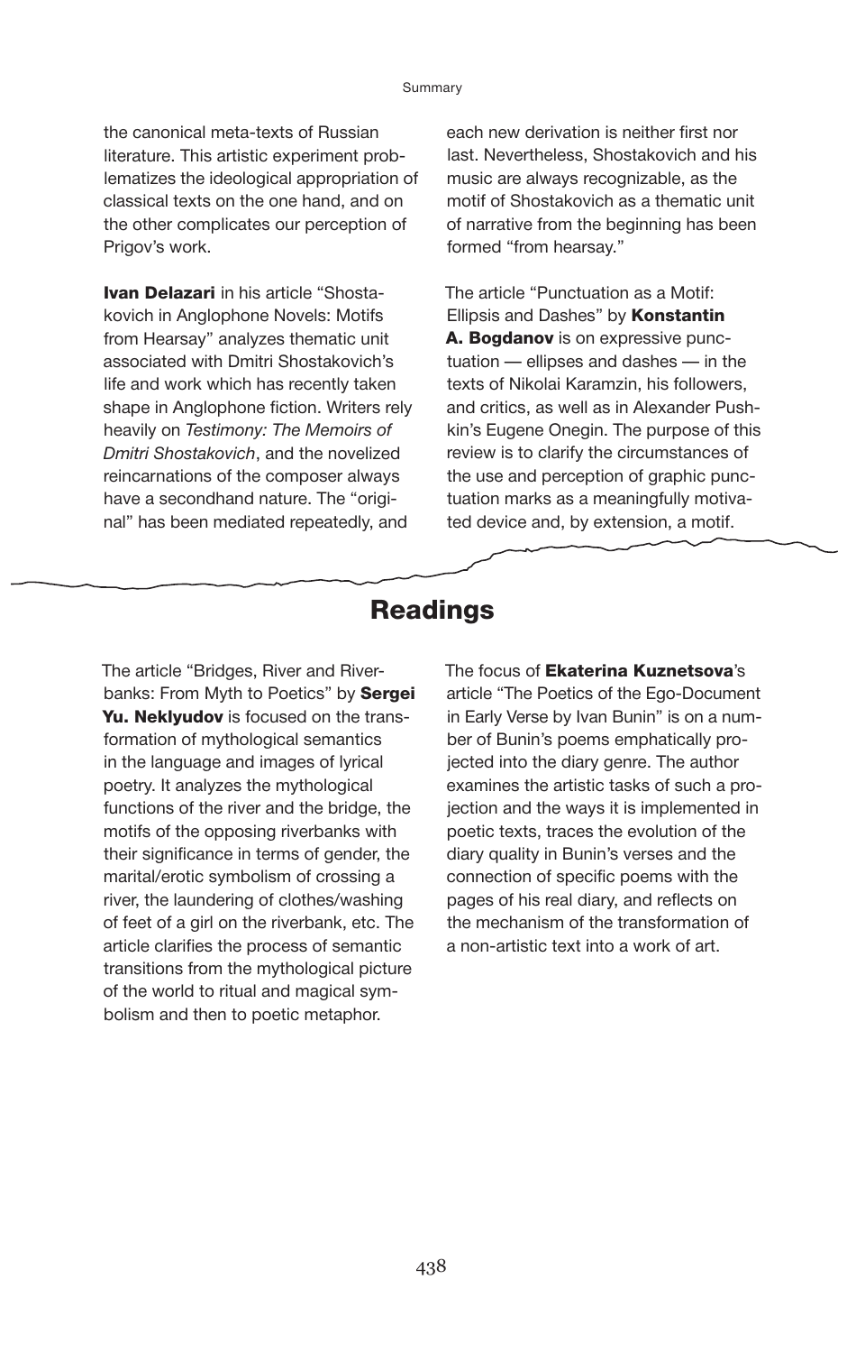the canonical meta-texts of Russian literature. This artistic experiment problematizes the ideological appropriation of classical texts on the one hand, and on the other complicates our perception of Prigov's work.

**Ivan Delazari** in his article "Shostakovich in Anglophone Novels: Motifs from Hearsay" analyzes thematic unit associated with Dmitri Shostakovich's life and work which has recently taken shape in Anglophone fiction. Writers rely heavily on *Testimony: The Memoirs of Dmitri Shostakovich*, and the novelized reincarnations of the composer always have a secondhand nature. The "original" has been mediated repeatedly, and each new derivation is neither first nor last. Nevertheless, Shostakovich and his music are always recognizable, as the motif of Shostakovich as a thematic unit of narrative from the beginning has been formed "from hearsay."

The article "Punctuation as a Motif: Ellipsis and Dashes" by **Konstantin A. Bogdanov** is on expressive punctuation — ellipses and dashes — in the texts of Nikolai Karamzin, his followers, and critics, as well as in Alexander Pushkin's Eugene Onegin. The purpose of this review is to clarify the circumstances of the use and perception of graphic punctuation marks as a meaningfully motivated device and, by extension, a motif.

## Readings

The article "Bridges, River and Riverbanks: From Myth to Poetics" by **Sergei Yu. Neklyudov** is focused on the transformation of mythological semantics in the language and images of lyrical poetry. It analyzes the mythological functions of the river and the bridge, the motifs of the opposing riverbanks with their significance in terms of gender, the marital/erotic symbolism of crossing a river, the laundering of clothes/washing of feet of a girl on the riverbank, etc. The article clarifies the process of semantic transitions from the mythological picture of the world to ritual and magical symbolism and then to poetic metaphor.

The focus of **Ekaterina Kuznetsova**'s article "The Poetics of the Ego-Document in Early Verse by Ivan Bunin" is on a number of Bunin's poems emphatically projected into the diary genre. The author examines the artistic tasks of such a projection and the ways it is implemented in poetic texts, traces the evolution of the diary quality in Bunin's verses and the connection of specific poems with the pages of his real diary, and reflects on the mechanism of the transformation of a non-artistic text into a work of art.